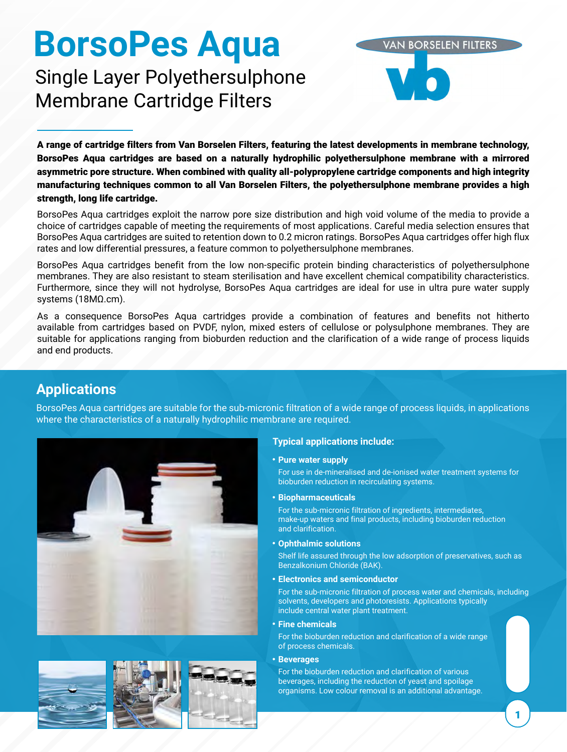# BorsoPes Aqua

## Single Layer Polyethersulphone Membrane Cartridge Filters

VAN BORSELEN FILTERS

**A range of cartridge filters from Van Borselen Filters, featuring the latest developments in membrane technology, BorsoPes Aqua cartridges are based on a naturally hydrophilic polyethersulphone membrane with a mirrored asymmetric pore structure. When combined with quality all-polypropylene cartridge components and high integrity manufacturing techniques common to all Van Borselen Filters, the polyethersulphone membrane provides a high strength, long life cartridge.**

BorsoPes Aqua cartridges exploit the narrow pore size distribution and high void volume of the media to provide a choice of cartridges capable of meeting the requirements of most applications. Careful media selection ensures that BorsoPes Aqua cartridges are suited to retention down to 0.2 micron ratings. BorsoPes Aqua cartridges offer high flux rates and low differential pressures, a feature common to polyethersulphone membranes.

BorsoPes Aqua cartridges benefit from the low non-specific protein binding characteristics of polyethersulphone membranes. They are also resistant to steam sterilisation and have excellent chemical compatibility characteristics. Furthermore, since they will not hydrolyse, BorsoPes Aqua cartridges are ideal for use in ultra pure water supply systems (18MΩ.cm).

As a consequence BorsoPes Aqua cartridges provide a combination of features and benefits not hitherto available from cartridges based on PVDF, nylon, mixed esters of cellulose or polysulphone membranes. They are suitable for applications ranging from bioburden reduction and the clarification of a wide range of process liquids and end products.

## Applications

BorsoPes Aqua cartridges are suitable for the sub-micronic filtration of a wide range of process liquids, in applications where the characteristics of a naturally hydrophilic membrane are required.

### Typical applications include:

- **Pure water supply**
  For use in de-mineralised and de-ionised water treatment systems for bioburden reduction in recirculating systems.
- **Biopharmaceuticals**
  For the sub-micronic filtration of ingredients, intermediates, make-up waters and final products, including bioburden reduction and clarification.
- **Ophthalmic solutions**
  Shelf life assured through the low adsorption of preservatives, such as Benzalkonium Chloride (BAK).
- **Electronics and semiconductor**
  For the sub-micronic filtration of process water and chemicals, including solvents, developers and photoresists. Applications typically include central water plant treatment.
- **Fine chemicals**
  For the bioburden reduction and clarification of a wide range of process chemicals.
- **Beverages**
  For the bioburden reduction and clarification of various beverages, including the reduction of yeast and spoilage organisms. Low colour removal is an additional advantage.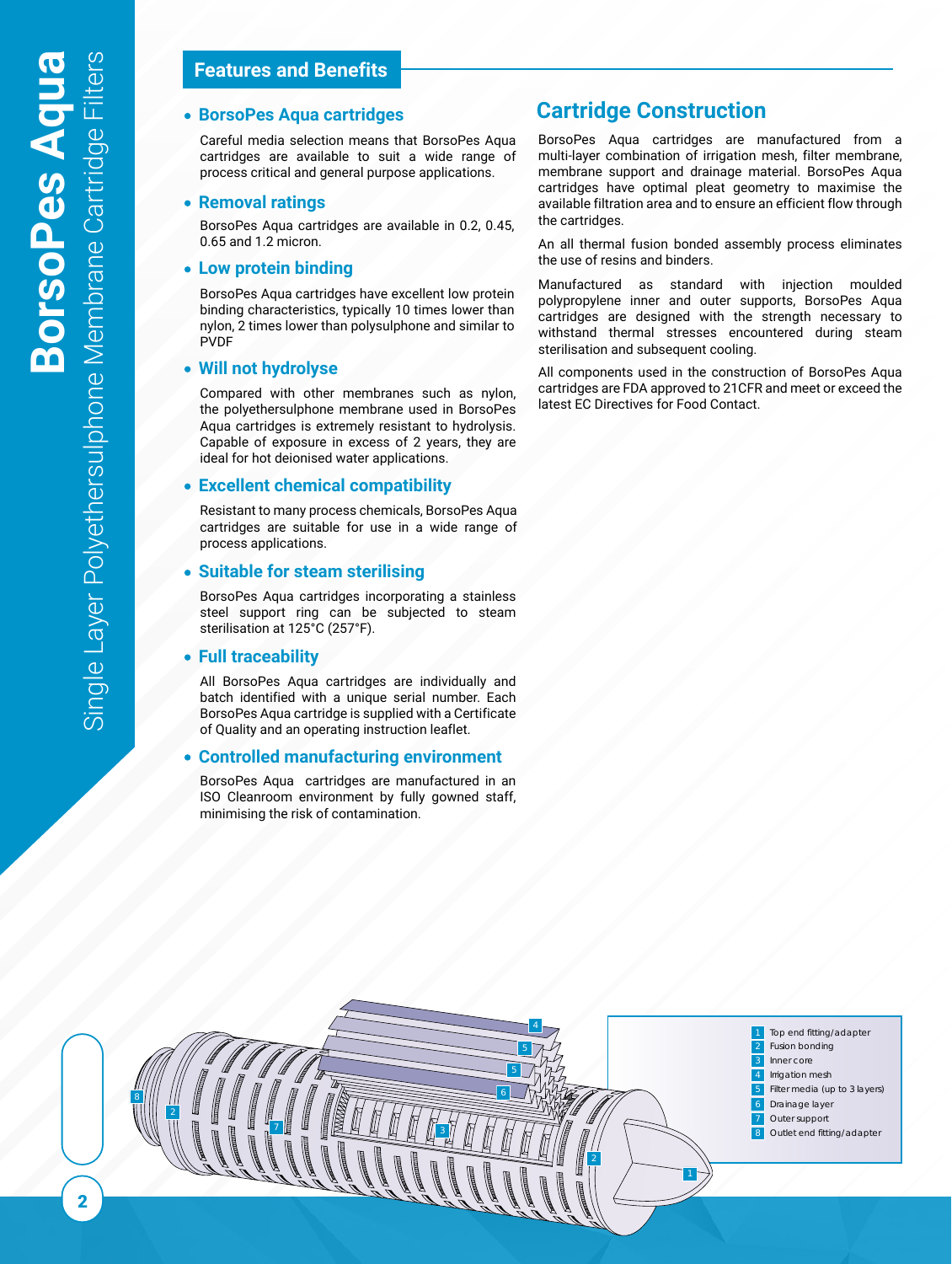## Features and Benefits

- **BorsoPes Aqua cartridges**

  Careful media selection means that BorsoPes Aqua cartridges are available to suit a wide range of process critical and general purpose applications.

- **Removal ratings**

  BorsoPes Aqua cartridges are available in 0.2, 0.45, 0.65 and 1.2 micron.

- **Low protein binding**

  BorsoPes Aqua cartridges have excellent low protein binding characteristics, typically 10 times lower than nylon, 2 times lower than polysulphone and similar to PVDF

- **Will not hydrolyse**

  Compared with other membranes such as nylon, the polyethersulphone membrane used in BorsoPes Aqua cartridges is extremely resistant to hydrolysis. Capable of exposure in excess of 2 years, they are ideal for hot deionised water applications.

- **Excellent chemical compatibility**

  Resistant to many process chemicals, BorsoPes Aqua cartridges are suitable for use in a wide range of process applications.

- **Suitable for steam sterilising**

  BorsoPes Aqua cartridges incorporating a stainless steel support ring can be subjected to steam sterilisation at 125°C (257°F).

- **Full traceability**

  All BorsoPes Aqua cartridges are individually and batch identified with a unique serial number. Each BorsoPes Aqua cartridge is supplied with a Certificate of Quality and an operating instruction leaflet.

- **Controlled manufacturing environment**

  BorsoPes Aqua cartridges are manufactured in an ISO Cleanroom environment by fully gowned staff, minimising the risk of contamination.

## Cartridge Construction

BorsoPes Aqua cartridges are manufactured from a multi-layer combination of irrigation mesh, filter membrane, membrane support and drainage material. BorsoPes Aqua cartridges have optimal pleat geometry to maximise the available filtration area and to ensure an efficient flow through the cartridges.

An all thermal fusion bonded assembly process eliminates the use of resins and binders.

Manufactured as standard with injection moulded polypropylene inner and outer supports, BorsoPes Aqua cartridges are designed with the strength necessary to withstand thermal stresses encountered during steam sterilisation and subsequent cooling.

All components used in the construction of BorsoPes Aqua cartridges are FDA approved to 21CFR and meet or exceed the latest EC Directives for Food Contact.

1. Top end fitting/adapter
2. Fusion bonding
3. Inner core
4. Irrigation mesh
5. Filter media (up to 3 layers)
6. Drainage layer
7. Outer support
8. Outlet end fitting/adapter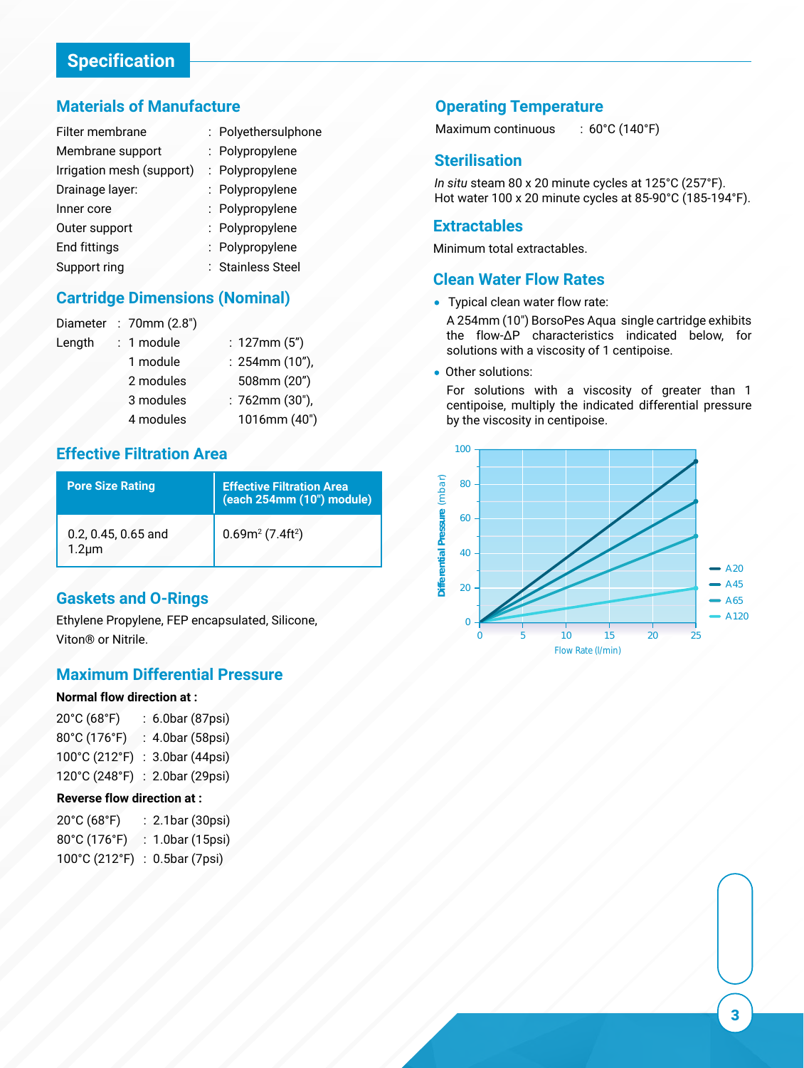## Specification

### Materials of Manufacture

| | |
|---|---|
| Filter membrane | : Polyethersulphone |
| Membrane support | : Polypropylene |
| Irrigation mesh (support) | : Polypropylene |
| Drainage layer: | : Polypropylene |
| Inner core | : Polypropylene |
| Outer support | : Polypropylene |
| End fittings | : Polypropylene |
| Support ring | : Stainless Steel |

### Cartridge Dimensions (Nominal)

Diameter : 70mm (2.8")

| | | |
|---|---|---|
| Length | : 1 module | : 127mm (5") |
| | 1 module | : 254mm (10"), |
| | 2 modules | 508mm (20") |
| | 3 modules | : 762mm (30"), |
| | 4 modules | 1016mm (40") |

### Effective Filtration Area

| Pore Size Rating | Effective Filtration Area (each 254mm (10") module) |
|---|---|
| 0.2, 0.45, 0.65 and 1.2µm | 0.69m$^2$ (7.4ft$^2$) |

### Gaskets and O-Rings

Ethylene Propylene, FEP encapsulated, Silicone, Viton® or Nitrile.

### Maximum Differential Pressure

**Normal flow direction at :**

20°C (68°F) : 6.0bar (87psi)
80°C (176°F) : 4.0bar (58psi)
100°C (212°F) : 3.0bar (44psi)
120°C (248°F) : 2.0bar (29psi)

**Reverse flow direction at :**

20°C (68°F) : 2.1bar (30psi)
80°C (176°F) : 1.0bar (15psi)
100°C (212°F) : 0.5bar (7psi)

### Operating Temperature

Maximum continuous : 60°C (140°F)

### Sterilisation

*In situ* steam 80 x 20 minute cycles at 125°C (257°F).
Hot water 100 x 20 minute cycles at 85-90°C (185-194°F).

### Extractables

Minimum total extractables.

### Clean Water Flow Rates

- Typical clean water flow rate:

  A 254mm (10") BorsoPes Aqua single cartridge exhibits the flow-ΔP characteristics indicated below, for solutions with a viscosity of 1 centipoise.

- Other solutions:

  For solutions with a viscosity of greater than 1 centipoise, multiply the indicated differential pressure by the viscosity in centipoise.

Differential Pressure (mbar) vs Flow Rate (l/min) — A20, A45, A65, A120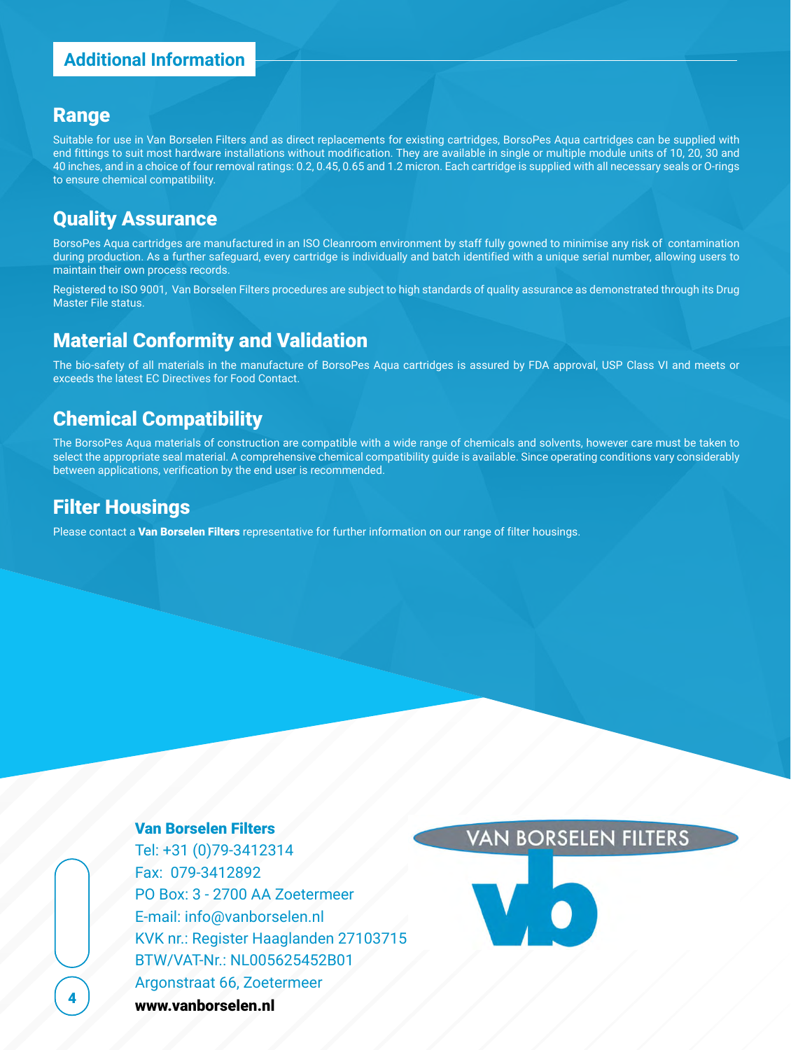## Additional Information

### Range

Suitable for use in Van Borselen Filters and as direct replacements for existing cartridges, BorsoPes Aqua cartridges can be supplied with end fittings to suit most hardware installations without modification. They are available in single or multiple module units of 10, 20, 30 and 40 inches, and in a choice of four removal ratings: 0.2, 0.45, 0.65 and 1.2 micron. Each cartridge is supplied with all necessary seals or O-rings to ensure chemical compatibility.

### Quality Assurance

BorsoPes Aqua cartridges are manufactured in an ISO Cleanroom environment by staff fully gowned to minimise any risk of contamination during production. As a further safeguard, every cartridge is individually and batch identified with a unique serial number, allowing users to maintain their own process records.

Registered to ISO 9001, Van Borselen Filters procedures are subject to high standards of quality assurance as demonstrated through its Drug Master File status.

### Material Conformity and Validation

The bio-safety of all materials in the manufacture of BorsoPes Aqua cartridges is assured by FDA approval, USP Class VI and meets or exceeds the latest EC Directives for Food Contact.

### Chemical Compatibility

The BorsoPes Aqua materials of construction are compatible with a wide range of chemicals and solvents, however care must be taken to select the appropriate seal material. A comprehensive chemical compatibility guide is available. Since operating conditions vary considerably between applications, verification by the end user is recommended.

### Filter Housings

Please contact a **Van Borselen Filters** representative for further information on our range of filter housings.

**Van Borselen Filters**
Tel: +31 (0)79-3412314
Fax: 079-3412892
PO Box: 3 - 2700 AA Zoetermeer
E-mail: info@vanborselen.nl
KVK nr.: Register Haaglanden 27103715
BTW/VAT-Nr.: NL005625452B01
Argonstraat 66, Zoetermeer
**www.vanborselen.nl**

VAN BORSELEN FILTERS